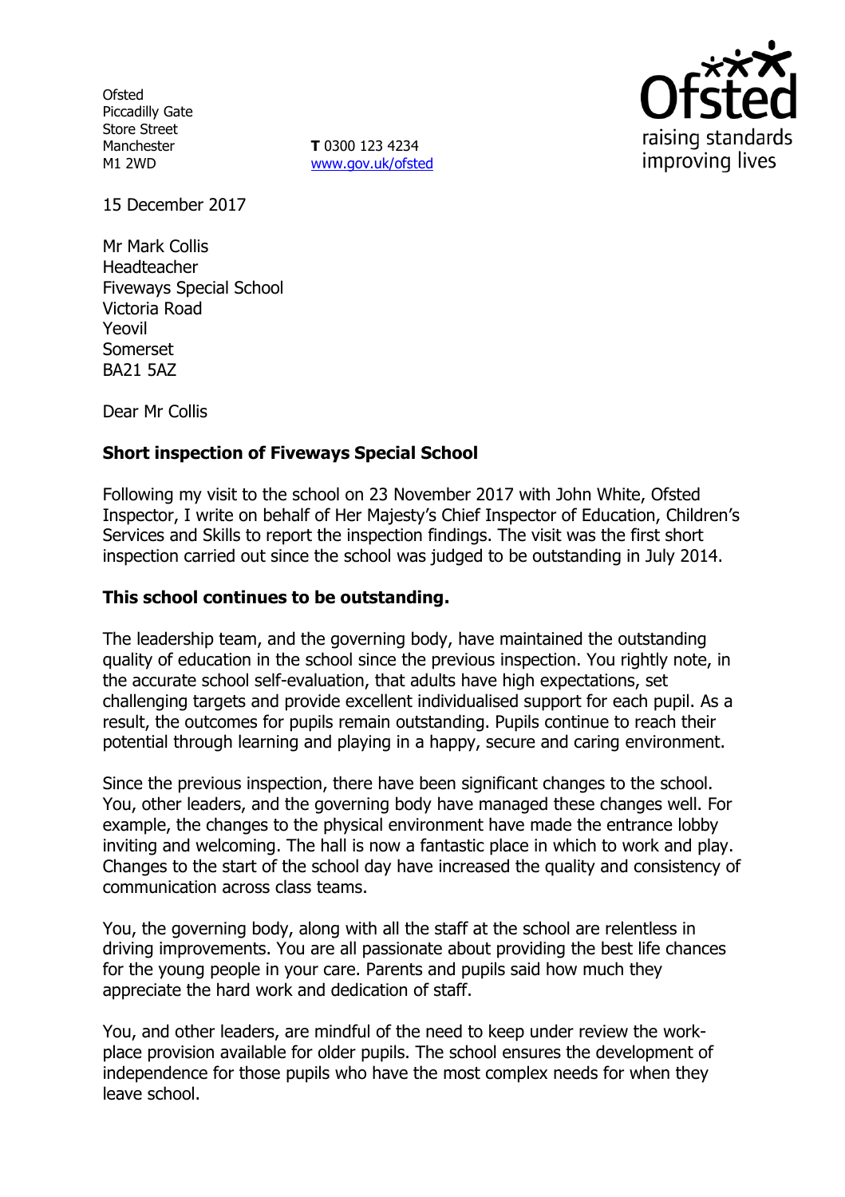Ofsted
Piccadilly Gate
Store Street
Manchester
M1 2WD

**T** 0300 123 4234
www.gov.uk/ofsted

15 December 2017

Mr Mark Collis
Headteacher
Fiveways Special School
Victoria Road
Yeovil
Somerset
BA21 5AZ

Dear Mr Collis

**Short inspection of Fiveways Special School**

Following my visit to the school on 23 November 2017 with John White, Ofsted Inspector, I write on behalf of Her Majesty's Chief Inspector of Education, Children's Services and Skills to report the inspection findings. The visit was the first short inspection carried out since the school was judged to be outstanding in July 2014.

**This school continues to be outstanding.**

The leadership team, and the governing body, have maintained the outstanding quality of education in the school since the previous inspection. You rightly note, in the accurate school self-evaluation, that adults have high expectations, set challenging targets and provide excellent individualised support for each pupil. As a result, the outcomes for pupils remain outstanding. Pupils continue to reach their potential through learning and playing in a happy, secure and caring environment.

Since the previous inspection, there have been significant changes to the school. You, other leaders, and the governing body have managed these changes well. For example, the changes to the physical environment have made the entrance lobby inviting and welcoming. The hall is now a fantastic place in which to work and play. Changes to the start of the school day have increased the quality and consistency of communication across class teams.

You, the governing body, along with all the staff at the school are relentless in driving improvements. You are all passionate about providing the best life chances for the young people in your care. Parents and pupils said how much they appreciate the hard work and dedication of staff.

You, and other leaders, are mindful of the need to keep under review the work-place provision available for older pupils. The school ensures the development of independence for those pupils who have the most complex needs for when they leave school.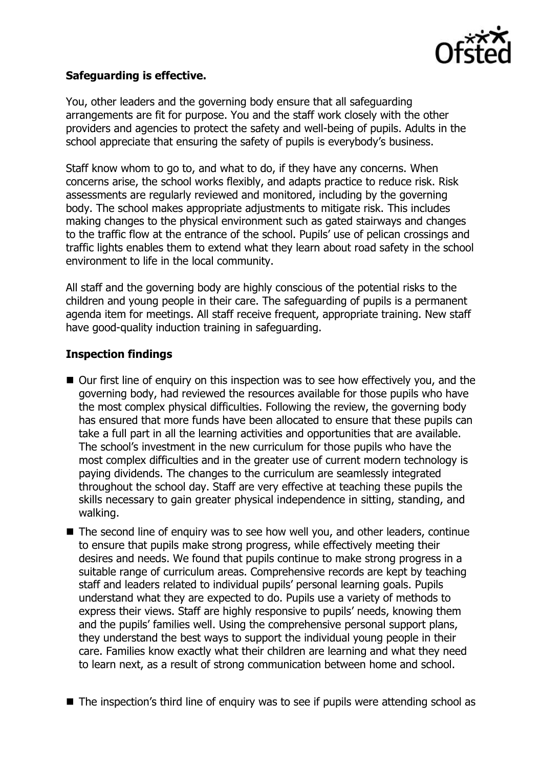**Safeguarding is effective.**

You, other leaders and the governing body ensure that all safeguarding arrangements are fit for purpose. You and the staff work closely with the other providers and agencies to protect the safety and well-being of pupils. Adults in the school appreciate that ensuring the safety of pupils is everybody's business.

Staff know whom to go to, and what to do, if they have any concerns. When concerns arise, the school works flexibly, and adapts practice to reduce risk. Risk assessments are regularly reviewed and monitored, including by the governing body. The school makes appropriate adjustments to mitigate risk. This includes making changes to the physical environment such as gated stairways and changes to the traffic flow at the entrance of the school. Pupils' use of pelican crossings and traffic lights enables them to extend what they learn about road safety in the school environment to life in the local community.

All staff and the governing body are highly conscious of the potential risks to the children and young people in their care. The safeguarding of pupils is a permanent agenda item for meetings. All staff receive frequent, appropriate training. New staff have good-quality induction training in safeguarding.

## Inspection findings

- Our first line of enquiry on this inspection was to see how effectively you, and the governing body, had reviewed the resources available for those pupils who have the most complex physical difficulties. Following the review, the governing body has ensured that more funds have been allocated to ensure that these pupils can take a full part in all the learning activities and opportunities that are available. The school's investment in the new curriculum for those pupils who have the most complex difficulties and in the greater use of current modern technology is paying dividends. The changes to the curriculum are seamlessly integrated throughout the school day. Staff are very effective at teaching these pupils the skills necessary to gain greater physical independence in sitting, standing, and walking.
- The second line of enquiry was to see how well you, and other leaders, continue to ensure that pupils make strong progress, while effectively meeting their desires and needs. We found that pupils continue to make strong progress in a suitable range of curriculum areas. Comprehensive records are kept by teaching staff and leaders related to individual pupils' personal learning goals. Pupils understand what they are expected to do. Pupils use a variety of methods to express their views. Staff are highly responsive to pupils' needs, knowing them and the pupils' families well. Using the comprehensive personal support plans, they understand the best ways to support the individual young people in their care. Families know exactly what their children are learning and what they need to learn next, as a result of strong communication between home and school.
- The inspection's third line of enquiry was to see if pupils were attending school as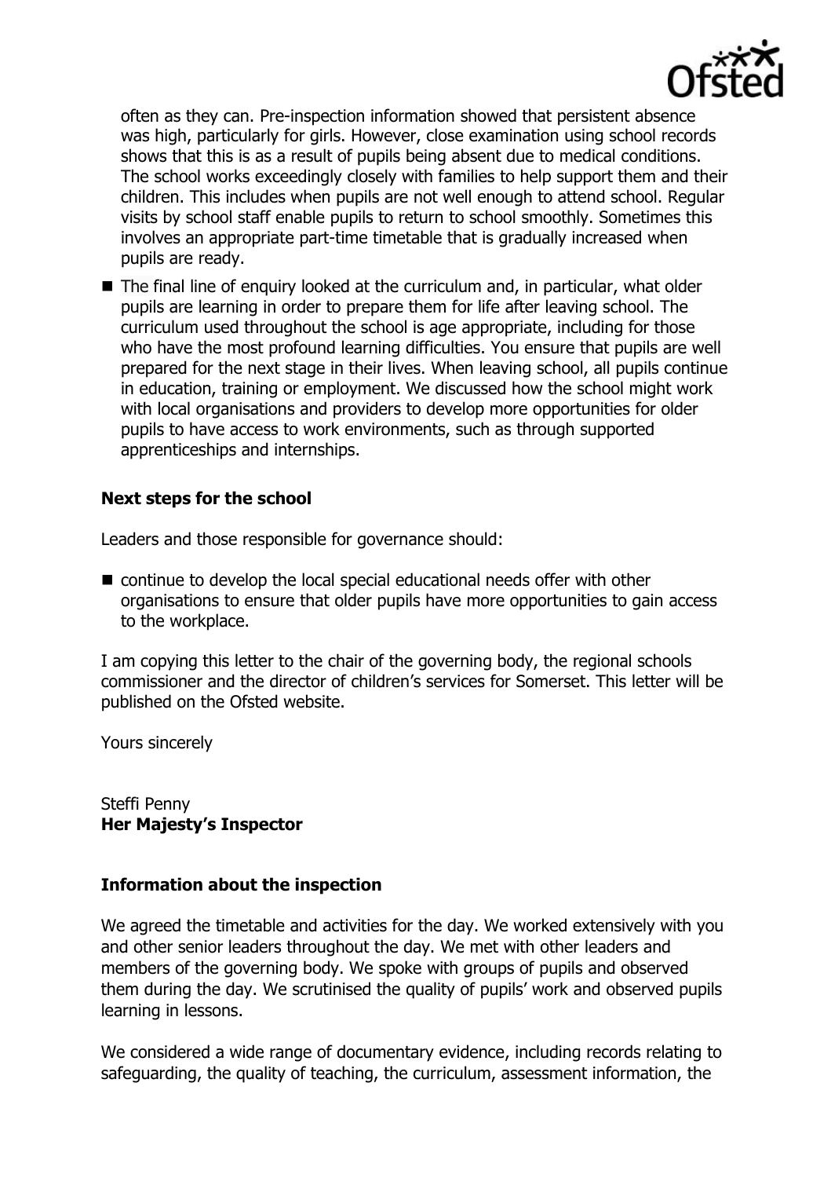often as they can. Pre-inspection information showed that persistent absence was high, particularly for girls. However, close examination using school records shows that this is as a result of pupils being absent due to medical conditions. The school works exceedingly closely with families to help support them and their children. This includes when pupils are not well enough to attend school. Regular visits by school staff enable pupils to return to school smoothly. Sometimes this involves an appropriate part-time timetable that is gradually increased when pupils are ready.

- The final line of enquiry looked at the curriculum and, in particular, what older pupils are learning in order to prepare them for life after leaving school. The curriculum used throughout the school is age appropriate, including for those who have the most profound learning difficulties. You ensure that pupils are well prepared for the next stage in their lives. When leaving school, all pupils continue in education, training or employment. We discussed how the school might work with local organisations and providers to develop more opportunities for older pupils to have access to work environments, such as through supported apprenticeships and internships.

## Next steps for the school

Leaders and those responsible for governance should:

- continue to develop the local special educational needs offer with other organisations to ensure that older pupils have more opportunities to gain access to the workplace.

I am copying this letter to the chair of the governing body, the regional schools commissioner and the director of children's services for Somerset. This letter will be published on the Ofsted website.

Yours sincerely

Steffi Penny
**Her Majesty's Inspector**

## Information about the inspection

We agreed the timetable and activities for the day. We worked extensively with you and other senior leaders throughout the day. We met with other leaders and members of the governing body. We spoke with groups of pupils and observed them during the day. We scrutinised the quality of pupils' work and observed pupils learning in lessons.

We considered a wide range of documentary evidence, including records relating to safeguarding, the quality of teaching, the curriculum, assessment information, the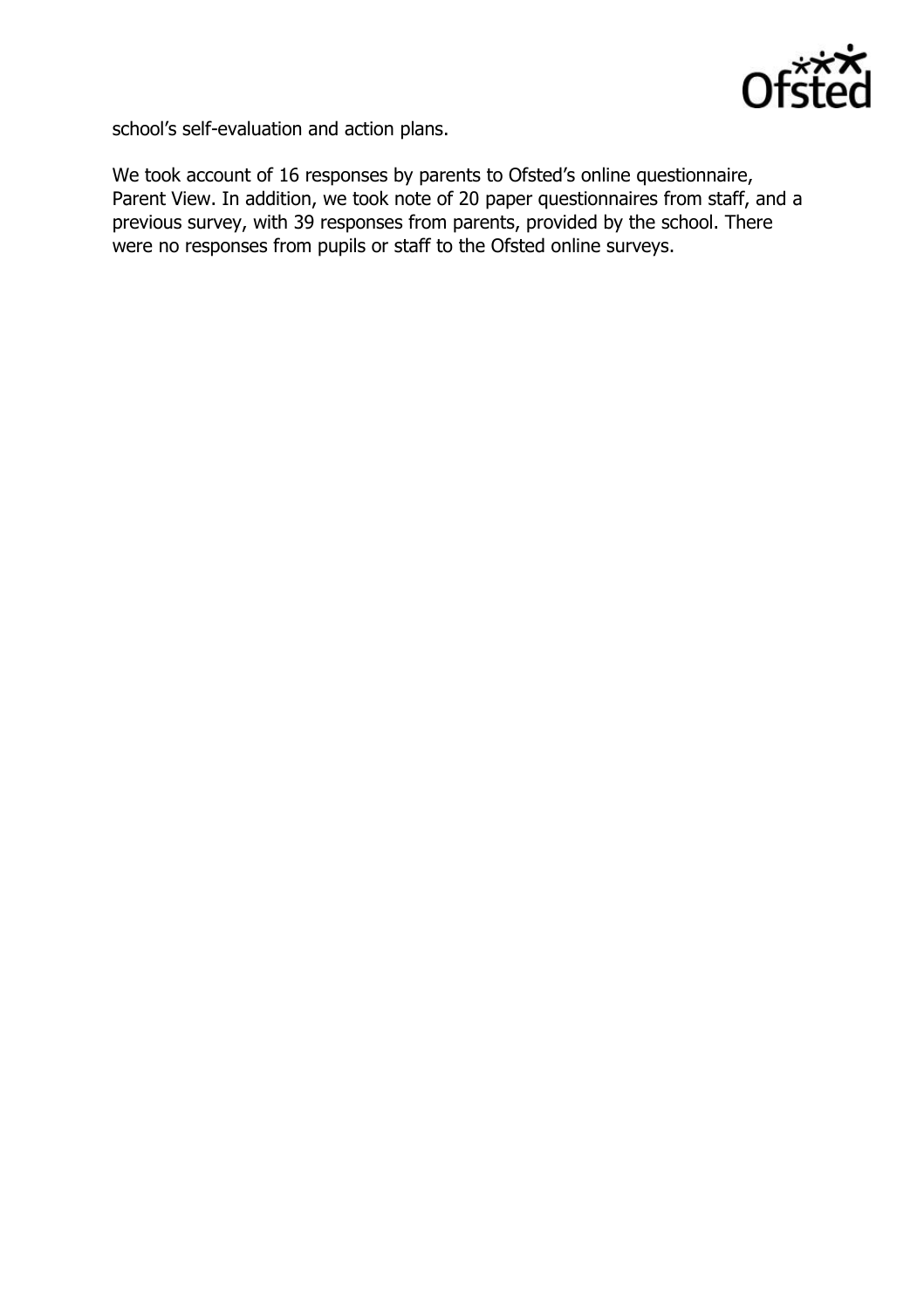school's self-evaluation and action plans.

We took account of 16 responses by parents to Ofsted's online questionnaire, Parent View. In addition, we took note of 20 paper questionnaires from staff, and a previous survey, with 39 responses from parents, provided by the school. There were no responses from pupils or staff to the Ofsted online surveys.